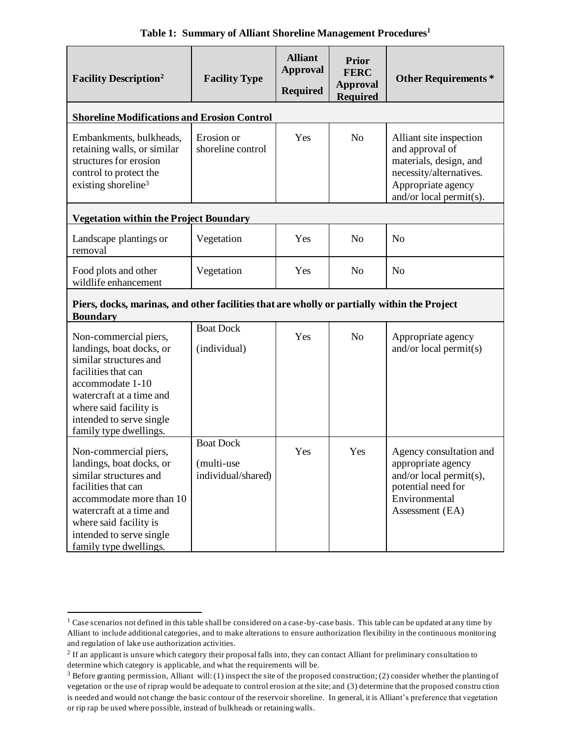**Table 1: Summary of Alliant Shoreline Management Procedures[1]**

| Facility Description[2] | Facility Type | Alliant Approval Required | Prior FERC Approval Required | Other Requirements * |
|---|---|---|---|---|
| **Shoreline Modifications and Erosion Control** | | | | |
| Embankments, bulkheads, retaining walls, or similar structures for erosion control to protect the existing shoreline[3] | Erosion or shoreline control | Yes | No | Alliant site inspection and approval of materials, design, and necessity/alternatives. Appropriate agency and/or local permit(s). |
| **Vegetation within the Project Boundary** | | | | |
| Landscape plantings or removal | Vegetation | Yes | No | No |
| Food plots and other wildlife enhancement | Vegetation | Yes | No | No |
| **Piers, docks, marinas, and other facilities that are wholly or partially within the Project Boundary** | | | | |
| Non-commercial piers, landings, boat docks, or similar structures and facilities that can accommodate 1-10 watercraft at a time and where said facility is intended to serve single family type dwellings. | Boat Dock (individual) | Yes | No | Appropriate agency and/or local permit(s) |
| Non-commercial piers, landings, boat docks, or similar structures and facilities that can accommodate more than 10 watercraft at a time and where said facility is intended to serve single family type dwellings. | Boat Dock (multi-use individual/shared) | Yes | Yes | Agency consultation and appropriate agency and/or local permit(s), potential need for Environmental Assessment (EA) |

[1] Case scenarios not defined in this table shall be considered on a case-by-case basis. This table can be updated at any time by Alliant to include additional categories, and to make alterations to ensure authorization flexibility in the continuous monitoring and regulation of lake use authorization activities.

[2] If an applicant is unsure which category their proposal falls into, they can contact Alliant for preliminary consultation to determine which category is applicable, and what the requirements will be.

[3] Before granting permission, Alliant will: (1) inspect the site of the proposed construction; (2) consider whether the planting of vegetation or the use of riprap would be adequate to control erosion at the site; and (3) determine that the proposed construction is needed and would not change the basic contour of the reservoir shoreline. In general, it is Alliant's preference that vegetation or rip rap be used where possible, instead of bulkheads or retaining walls.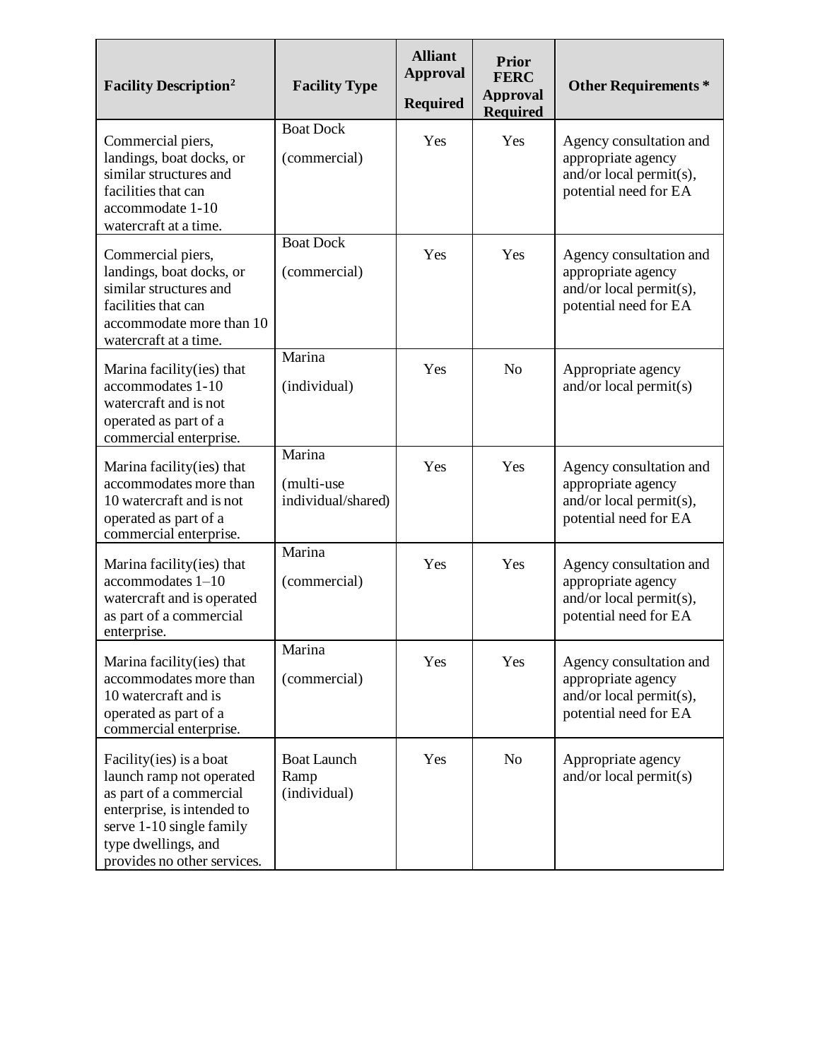| Facility Description[2] | Facility Type | Alliant Approval Required | Prior FERC Approval Required | Other Requirements * |
|---|---|---|---|---|
| Commercial piers, landings, boat docks, or similar structures and facilities that can accommodate 1-10 watercraft at a time. | Boat Dock (commercial) | Yes | Yes | Agency consultation and appropriate agency and/or local permit(s), potential need for EA |
| Commercial piers, landings, boat docks, or similar structures and facilities that can accommodate more than 10 watercraft at a time. | Boat Dock (commercial) | Yes | Yes | Agency consultation and appropriate agency and/or local permit(s), potential need for EA |
| Marina facility(ies) that accommodates 1-10 watercraft and is not operated as part of a commercial enterprise. | Marina (individual) | Yes | No | Appropriate agency and/or local permit(s) |
| Marina facility(ies) that accommodates more than 10 watercraft and is not operated as part of a commercial enterprise. | Marina (multi-use individual/shared) | Yes | Yes | Agency consultation and appropriate agency and/or local permit(s), potential need for EA |
| Marina facility(ies) that accommodates 1–10 watercraft and is operated as part of a commercial enterprise. | Marina (commercial) | Yes | Yes | Agency consultation and appropriate agency and/or local permit(s), potential need for EA |
| Marina facility(ies) that accommodates more than 10 watercraft and is operated as part of a commercial enterprise. | Marina (commercial) | Yes | Yes | Agency consultation and appropriate agency and/or local permit(s), potential need for EA |
| Facility(ies) is a boat launch ramp not operated as part of a commercial enterprise, is intended to serve 1-10 single family type dwellings, and provides no other services. | Boat Launch Ramp (individual) | Yes | No | Appropriate agency and/or local permit(s) |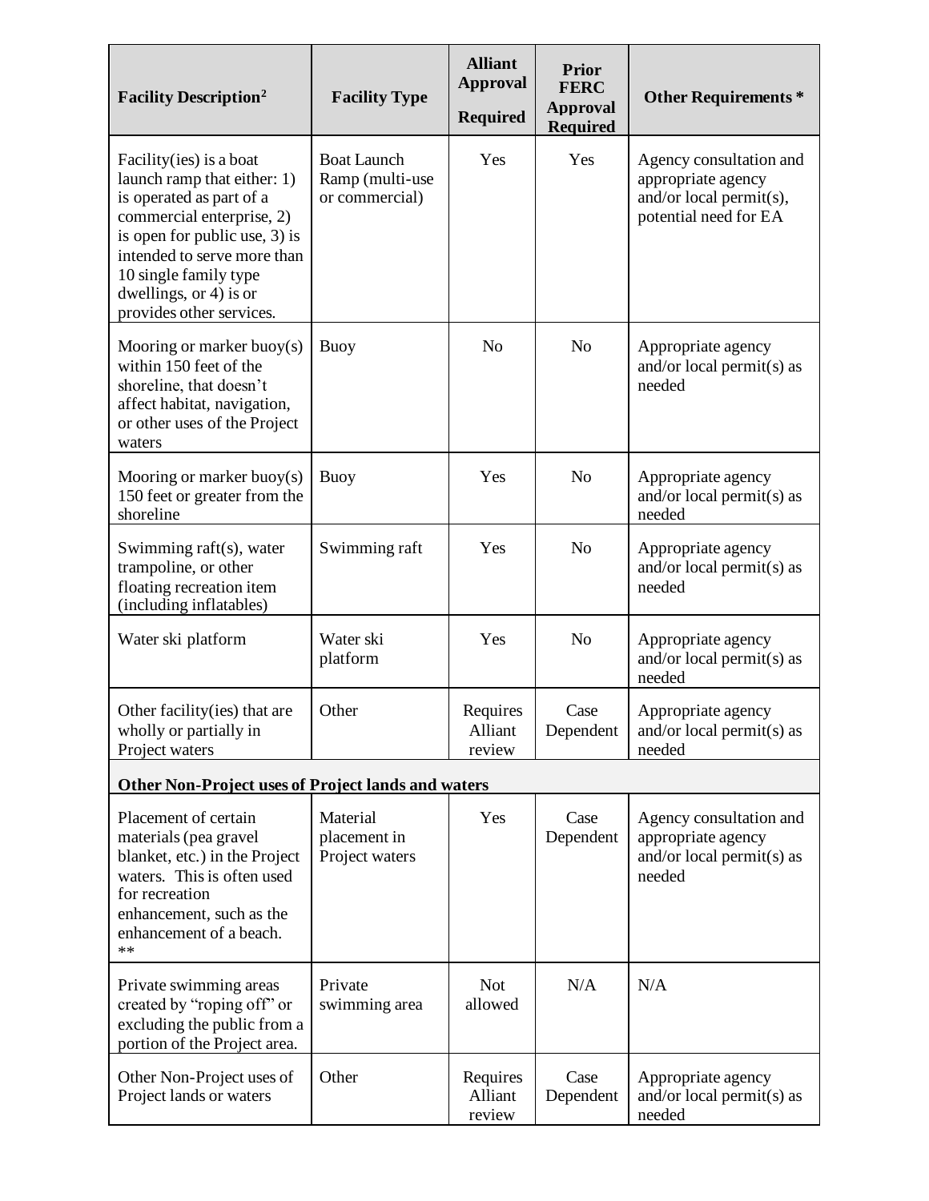| Facility Description[2] | Facility Type | Alliant Approval Required | Prior FERC Approval Required | Other Requirements * |
|---|---|---|---|---|
| Facility(ies) is a boat launch ramp that either: 1) is operated as part of a commercial enterprise, 2) is open for public use, 3) is intended to serve more than 10 single family type dwellings, or 4) is or provides other services. | Boat Launch Ramp (multi-use or commercial) | Yes | Yes | Agency consultation and appropriate agency and/or local permit(s), potential need for EA |
| Mooring or marker buoy(s) within 150 feet of the shoreline, that doesn't affect habitat, navigation, or other uses of the Project waters | Buoy | No | No | Appropriate agency and/or local permit(s) as needed |
| Mooring or marker buoy(s) 150 feet or greater from the shoreline | Buoy | Yes | No | Appropriate agency and/or local permit(s) as needed |
| Swimming raft(s), water trampoline, or other floating recreation item (including inflatables) | Swimming raft | Yes | No | Appropriate agency and/or local permit(s) as needed |
| Water ski platform | Water ski platform | Yes | No | Appropriate agency and/or local permit(s) as needed |
| Other facility(ies) that are wholly or partially in Project waters | Other | Requires Alliant review | Case Dependent | Appropriate agency and/or local permit(s) as needed |
| **Other Non-Project uses of Project lands and waters** | | | | |
| Placement of certain materials (pea gravel blanket, etc.) in the Project waters. This is often used for recreation enhancement, such as the enhancement of a beach. ** | Material placement in Project waters | Yes | Case Dependent | Agency consultation and appropriate agency and/or local permit(s) as needed |
| Private swimming areas created by "roping off" or excluding the public from a portion of the Project area. | Private swimming area | Not allowed | N/A | N/A |
| Other Non-Project uses of Project lands or waters | Other | Requires Alliant review | Case Dependent | Appropriate agency and/or local permit(s) as needed |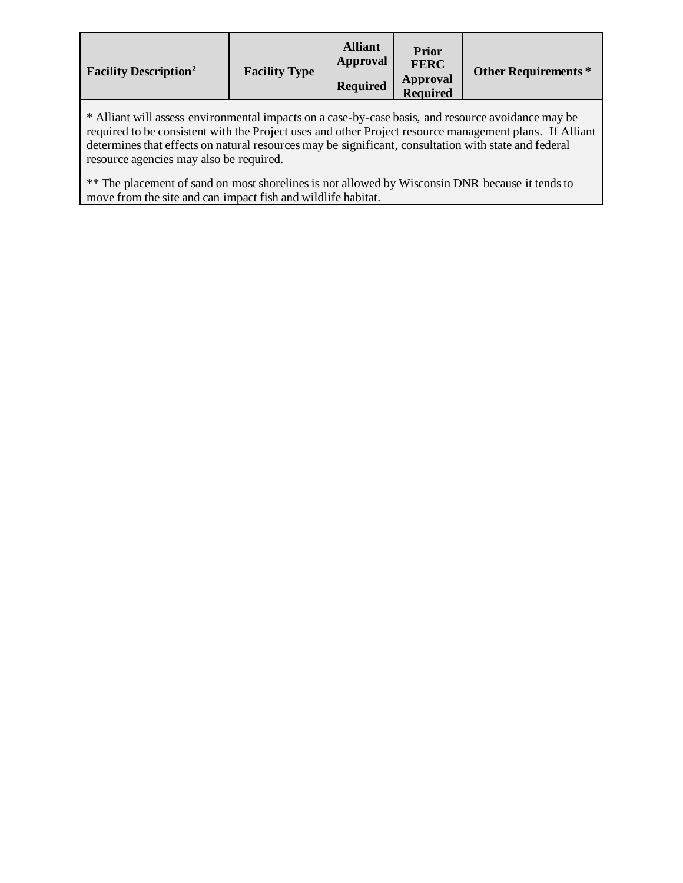| Facility Description[2] | Facility Type | Alliant Approval Required | Prior FERC Approval Required | Other Requirements * |
| --- | --- | --- | --- | --- |

* Alliant will assess environmental impacts on a case-by-case basis, and resource avoidance may be required to be consistent with the Project uses and other Project resource management plans. If Alliant determines that effects on natural resources may be significant, consultation with state and federal resource agencies may also be required.

** The placement of sand on most shorelines is not allowed by Wisconsin DNR because it tends to move from the site and can impact fish and wildlife habitat.